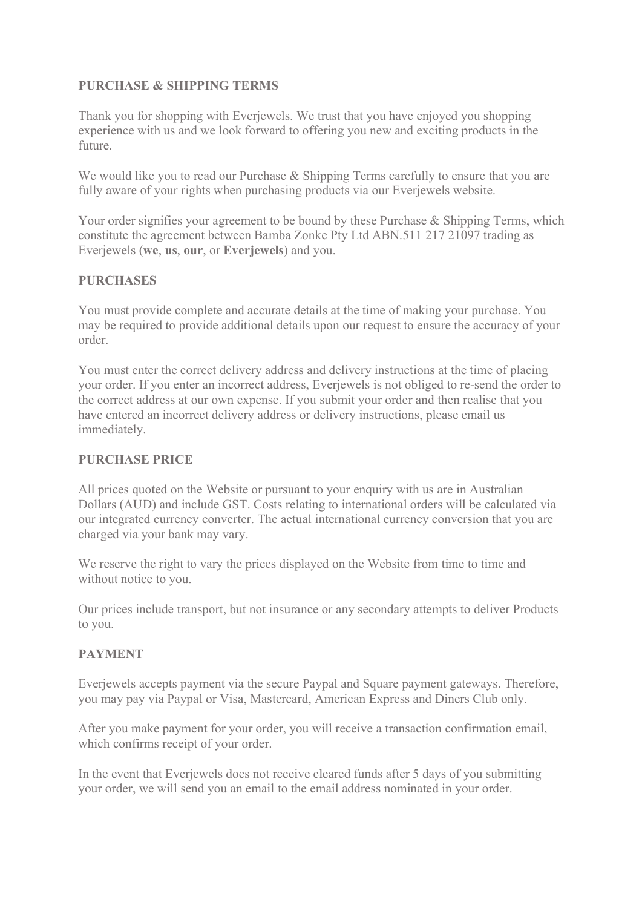**PURCHASE & SHIPPING TERMS**

Thank you for shopping with Everjewels. We trust that you have enjoyed you shopping experience with us and we look forward to offering you new and exciting products in the future.

We would like you to read our Purchase & Shipping Terms carefully to ensure that you are fully aware of your rights when purchasing products via our Everjewels website.

Your order signifies your agreement to be bound by these Purchase & Shipping Terms, which constitute the agreement between Bamba Zonke Pty Ltd ABN.511 217 21097 trading as Everjewels (**we**, **us**, **our**, or **Everjewels**) and you.

**PURCHASES**

You must provide complete and accurate details at the time of making your purchase. You may be required to provide additional details upon our request to ensure the accuracy of your order.

You must enter the correct delivery address and delivery instructions at the time of placing your order. If you enter an incorrect address, Everjewels is not obliged to re-send the order to the correct address at our own expense. If you submit your order and then realise that you have entered an incorrect delivery address or delivery instructions, please email us immediately.

**PURCHASE PRICE**

All prices quoted on the Website or pursuant to your enquiry with us are in Australian Dollars (AUD) and include GST. Costs relating to international orders will be calculated via our integrated currency converter. The actual international currency conversion that you are charged via your bank may vary.

We reserve the right to vary the prices displayed on the Website from time to time and without notice to you.

Our prices include transport, but not insurance or any secondary attempts to deliver Products to you.

**PAYMENT**

Everjewels accepts payment via the secure Paypal and Square payment gateways. Therefore, you may pay via Paypal or Visa, Mastercard, American Express and Diners Club only.

After you make payment for your order, you will receive a transaction confirmation email, which confirms receipt of your order.

In the event that Everjewels does not receive cleared funds after 5 days of you submitting your order, we will send you an email to the email address nominated in your order.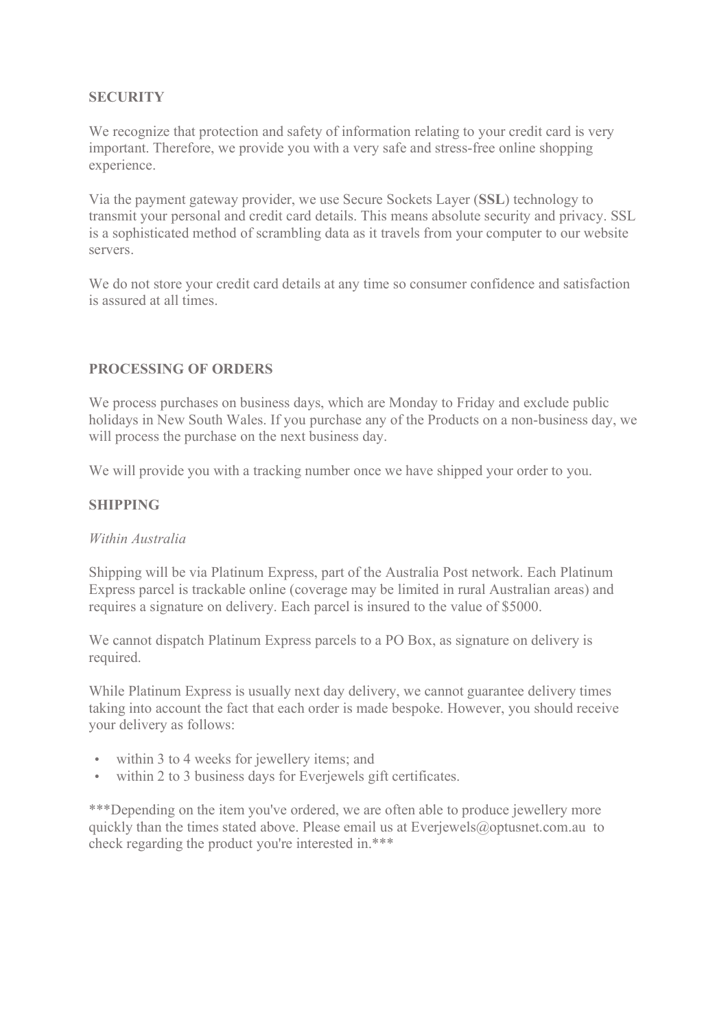## SECURITY

We recognize that protection and safety of information relating to your credit card is very important. Therefore, we provide you with a very safe and stress-free online shopping experience.

Via the payment gateway provider, we use Secure Sockets Layer (**SSL**) technology to transmit your personal and credit card details. This means absolute security and privacy. SSL is a sophisticated method of scrambling data as it travels from your computer to our website servers.

We do not store your credit card details at any time so consumer confidence and satisfaction is assured at all times.

## PROCESSING OF ORDERS

We process purchases on business days, which are Monday to Friday and exclude public holidays in New South Wales. If you purchase any of the Products on a non-business day, we will process the purchase on the next business day.

We will provide you with a tracking number once we have shipped your order to you.

## SHIPPING

*Within Australia*

Shipping will be via Platinum Express, part of the Australia Post network. Each Platinum Express parcel is trackable online (coverage may be limited in rural Australian areas) and requires a signature on delivery. Each parcel is insured to the value of $5000.

We cannot dispatch Platinum Express parcels to a PO Box, as signature on delivery is required.

While Platinum Express is usually next day delivery, we cannot guarantee delivery times taking into account the fact that each order is made bespoke. However, you should receive your delivery as follows:

- within 3 to 4 weeks for jewellery items; and
- within 2 to 3 business days for Everjewels gift certificates.

***Depending on the item you've ordered, we are often able to produce jewellery more quickly than the times stated above. Please email us at Everjewels@optusnet.com.au to check regarding the product you're interested in.***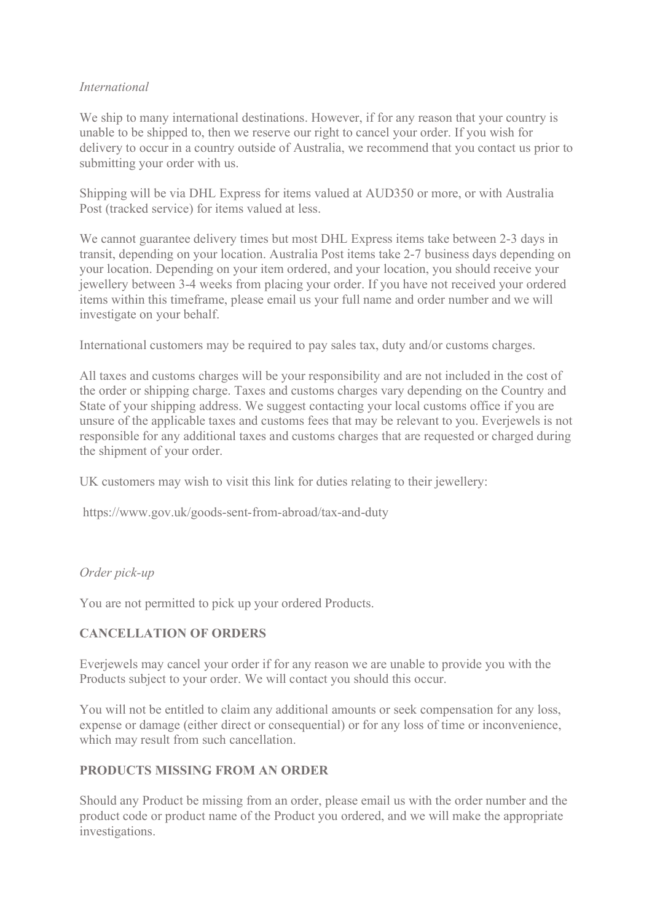*International*

We ship to many international destinations. However, if for any reason that your country is unable to be shipped to, then we reserve our right to cancel your order. If you wish for delivery to occur in a country outside of Australia, we recommend that you contact us prior to submitting your order with us.

Shipping will be via DHL Express for items valued at AUD350 or more, or with Australia Post (tracked service) for items valued at less.

We cannot guarantee delivery times but most DHL Express items take between 2-3 days in transit, depending on your location. Australia Post items take 2-7 business days depending on your location. Depending on your item ordered, and your location, you should receive your jewellery between 3-4 weeks from placing your order. If you have not received your ordered items within this timeframe, please email us your full name and order number and we will investigate on your behalf.

International customers may be required to pay sales tax, duty and/or customs charges.

All taxes and customs charges will be your responsibility and are not included in the cost of the order or shipping charge. Taxes and customs charges vary depending on the Country and State of your shipping address. We suggest contacting your local customs office if you are unsure of the applicable taxes and customs fees that may be relevant to you. Everjewels is not responsible for any additional taxes and customs charges that are requested or charged during the shipment of your order.

UK customers may wish to visit this link for duties relating to their jewellery:

https://www.gov.uk/goods-sent-from-abroad/tax-and-duty

*Order pick-up*

You are not permitted to pick up your ordered Products.

**CANCELLATION OF ORDERS**

Everjewels may cancel your order if for any reason we are unable to provide you with the Products subject to your order. We will contact you should this occur.

You will not be entitled to claim any additional amounts or seek compensation for any loss, expense or damage (either direct or consequential) or for any loss of time or inconvenience, which may result from such cancellation.

**PRODUCTS MISSING FROM AN ORDER**

Should any Product be missing from an order, please email us with the order number and the product code or product name of the Product you ordered, and we will make the appropriate investigations.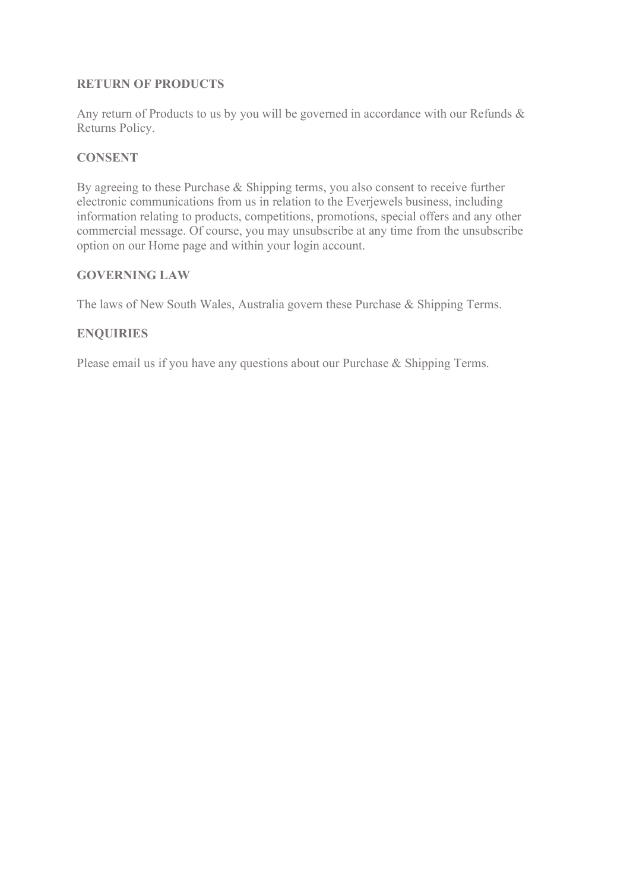**RETURN OF PRODUCTS**

Any return of Products to us by you will be governed in accordance with our Refunds & Returns Policy.

**CONSENT**

By agreeing to these Purchase & Shipping terms, you also consent to receive further electronic communications from us in relation to the Everjewels business, including information relating to products, competitions, promotions, special offers and any other commercial message. Of course, you may unsubscribe at any time from the unsubscribe option on our Home page and within your login account.

**GOVERNING LAW**

The laws of New South Wales, Australia govern these Purchase & Shipping Terms.

**ENQUIRIES**

Please email us if you have any questions about our Purchase & Shipping Terms.